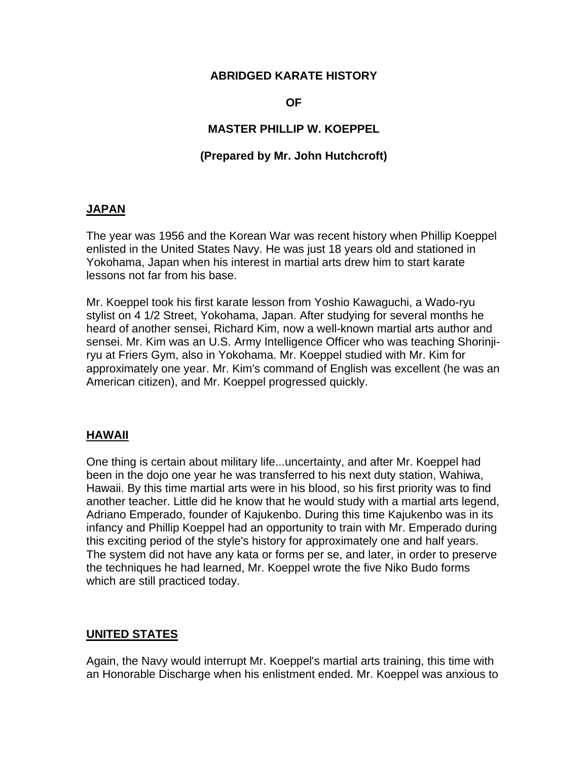# ABRIDGED KARATE HISTORY

# OF

# MASTER PHILLIP W. KOEPPEL

**(Prepared by Mr. John Hutchcroft)**

## JAPAN

The year was 1956 and the Korean War was recent history when Phillip Koeppel enlisted in the United States Navy. He was just 18 years old and stationed in Yokohama, Japan when his interest in martial arts drew him to start karate lessons not far from his base.

Mr. Koeppel took his first karate lesson from Yoshio Kawaguchi, a Wado-ryu stylist on 4 1/2 Street, Yokohama, Japan. After studying for several months he heard of another sensei, Richard Kim, now a well-known martial arts author and sensei. Mr. Kim was an U.S. Army Intelligence Officer who was teaching Shorinji-ryu at Friers Gym, also in Yokohama. Mr. Koeppel studied with Mr. Kim for approximately one year. Mr. Kim's command of English was excellent (he was an American citizen), and Mr. Koeppel progressed quickly.

## HAWAII

One thing is certain about military life...uncertainty, and after Mr. Koeppel had been in the dojo one year he was transferred to his next duty station, Wahiwa, Hawaii. By this time martial arts were in his blood, so his first priority was to find another teacher. Little did he know that he would study with a martial arts legend, Adriano Emperado, founder of Kajukenbo. During this time Kajukenbo was in its infancy and Phillip Koeppel had an opportunity to train with Mr. Emperado during this exciting period of the style's history for approximately one and half years. The system did not have any kata or forms per se, and later, in order to preserve the techniques he had learned, Mr. Koeppel wrote the five Niko Budo forms which are still practiced today.

## UNITED STATES

Again, the Navy would interrupt Mr. Koeppel's martial arts training, this time with an Honorable Discharge when his enlistment ended. Mr. Koeppel was anxious to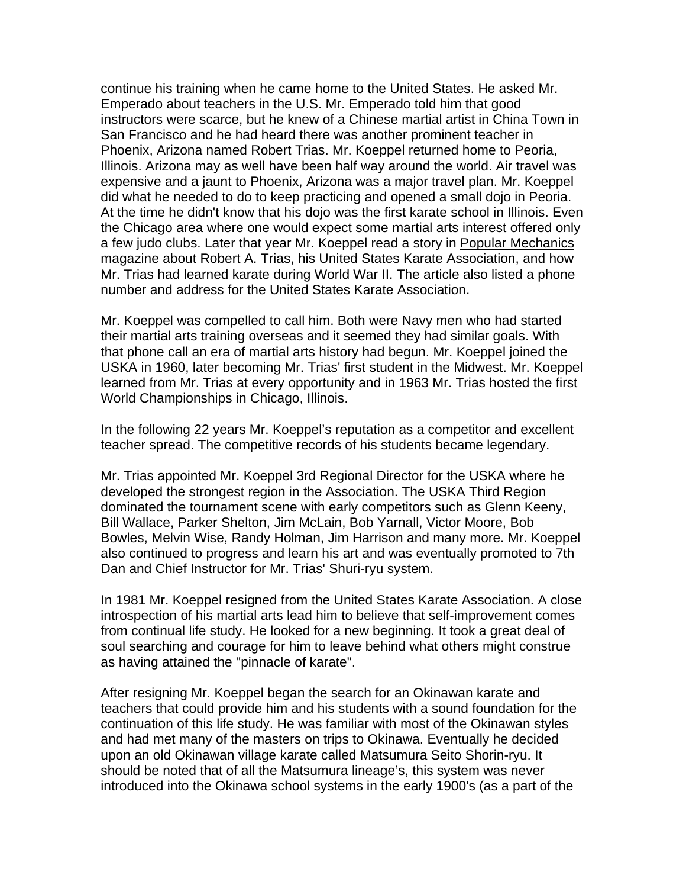continue his training when he came home to the United States. He asked Mr. Emperado about teachers in the U.S. Mr. Emperado told him that good instructors were scarce, but he knew of a Chinese martial artist in China Town in San Francisco and he had heard there was another prominent teacher in Phoenix, Arizona named Robert Trias. Mr. Koeppel returned home to Peoria, Illinois. Arizona may as well have been half way around the world. Air travel was expensive and a jaunt to Phoenix, Arizona was a major travel plan. Mr. Koeppel did what he needed to do to keep practicing and opened a small dojo in Peoria. At the time he didn't know that his dojo was the first karate school in Illinois. Even the Chicago area where one would expect some martial arts interest offered only a few judo clubs. Later that year Mr. Koeppel read a story in Popular Mechanics magazine about Robert A. Trias, his United States Karate Association, and how Mr. Trias had learned karate during World War II. The article also listed a phone number and address for the United States Karate Association.

Mr. Koeppel was compelled to call him. Both were Navy men who had started their martial arts training overseas and it seemed they had similar goals. With that phone call an era of martial arts history had begun. Mr. Koeppel joined the USKA in 1960, later becoming Mr. Trias' first student in the Midwest. Mr. Koeppel learned from Mr. Trias at every opportunity and in 1963 Mr. Trias hosted the first World Championships in Chicago, Illinois.

In the following 22 years Mr. Koeppel's reputation as a competitor and excellent teacher spread. The competitive records of his students became legendary.

Mr. Trias appointed Mr. Koeppel 3rd Regional Director for the USKA where he developed the strongest region in the Association. The USKA Third Region dominated the tournament scene with early competitors such as Glenn Keeny, Bill Wallace, Parker Shelton, Jim McLain, Bob Yarnall, Victor Moore, Bob Bowles, Melvin Wise, Randy Holman, Jim Harrison and many more. Mr. Koeppel also continued to progress and learn his art and was eventually promoted to 7th Dan and Chief Instructor for Mr. Trias' Shuri-ryu system.

In 1981 Mr. Koeppel resigned from the United States Karate Association. A close introspection of his martial arts lead him to believe that self-improvement comes from continual life study. He looked for a new beginning. It took a great deal of soul searching and courage for him to leave behind what others might construe as having attained the "pinnacle of karate".

After resigning Mr. Koeppel began the search for an Okinawan karate and teachers that could provide him and his students with a sound foundation for the continuation of this life study. He was familiar with most of the Okinawan styles and had met many of the masters on trips to Okinawa. Eventually he decided upon an old Okinawan village karate called Matsumura Seito Shorin-ryu. It should be noted that of all the Matsumura lineage's, this system was never introduced into the Okinawa school systems in the early 1900's (as a part of the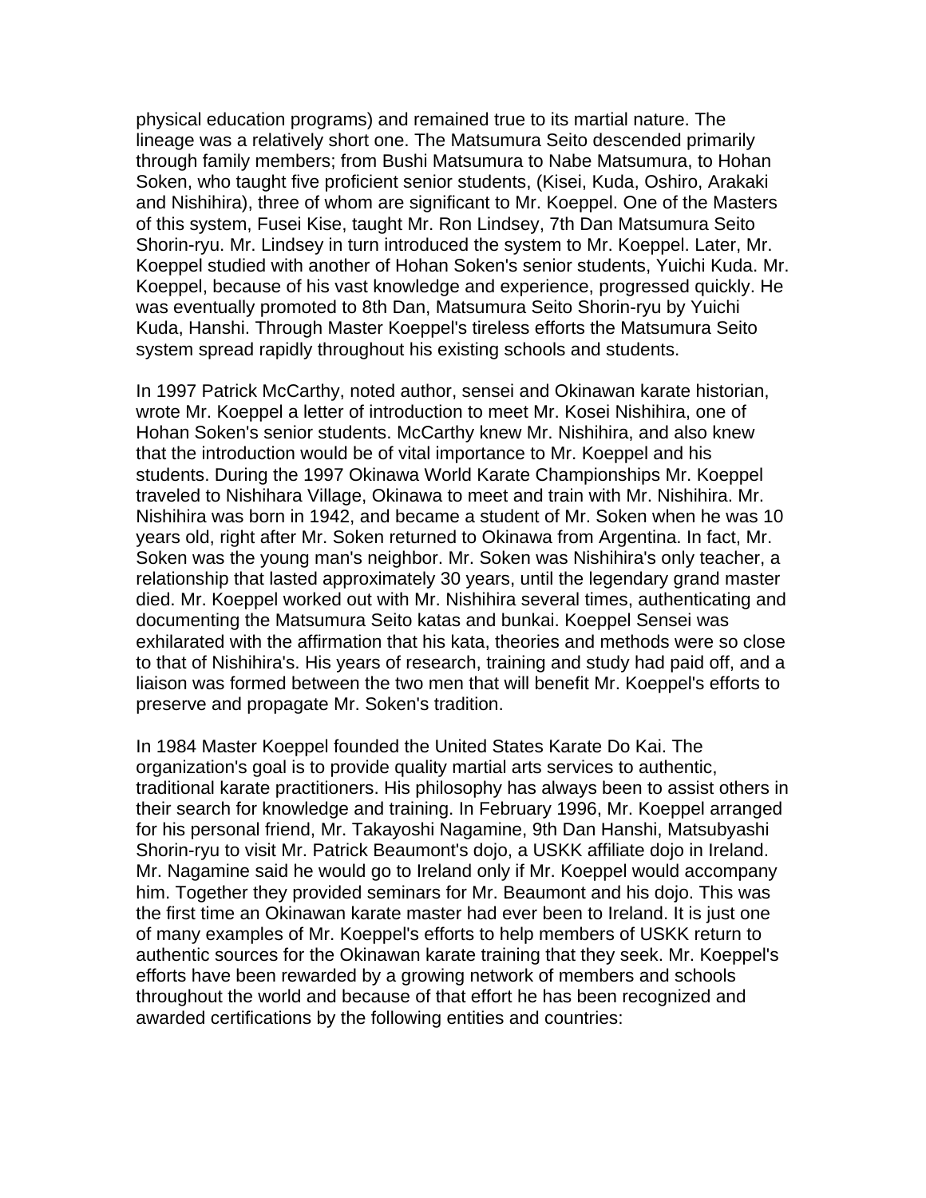physical education programs) and remained true to its martial nature. The lineage was a relatively short one. The Matsumura Seito descended primarily through family members; from Bushi Matsumura to Nabe Matsumura, to Hohan Soken, who taught five proficient senior students, (Kisei, Kuda, Oshiro, Arakaki and Nishihira), three of whom are significant to Mr. Koeppel. One of the Masters of this system, Fusei Kise, taught Mr. Ron Lindsey, 7th Dan Matsumura Seito Shorin-ryu. Mr. Lindsey in turn introduced the system to Mr. Koeppel. Later, Mr. Koeppel studied with another of Hohan Soken's senior students, Yuichi Kuda. Mr. Koeppel, because of his vast knowledge and experience, progressed quickly. He was eventually promoted to 8th Dan, Matsumura Seito Shorin-ryu by Yuichi Kuda, Hanshi. Through Master Koeppel's tireless efforts the Matsumura Seito system spread rapidly throughout his existing schools and students.

In 1997 Patrick McCarthy, noted author, sensei and Okinawan karate historian, wrote Mr. Koeppel a letter of introduction to meet Mr. Kosei Nishihira, one of Hohan Soken's senior students. McCarthy knew Mr. Nishihira, and also knew that the introduction would be of vital importance to Mr. Koeppel and his students. During the 1997 Okinawa World Karate Championships Mr. Koeppel traveled to Nishihara Village, Okinawa to meet and train with Mr. Nishihira. Mr. Nishihira was born in 1942, and became a student of Mr. Soken when he was 10 years old, right after Mr. Soken returned to Okinawa from Argentina. In fact, Mr. Soken was the young man's neighbor. Mr. Soken was Nishihira's only teacher, a relationship that lasted approximately 30 years, until the legendary grand master died. Mr. Koeppel worked out with Mr. Nishihira several times, authenticating and documenting the Matsumura Seito katas and bunkai. Koeppel Sensei was exhilarated with the affirmation that his kata, theories and methods were so close to that of Nishihira's. His years of research, training and study had paid off, and a liaison was formed between the two men that will benefit Mr. Koeppel's efforts to preserve and propagate Mr. Soken's tradition.

In 1984 Master Koeppel founded the United States Karate Do Kai. The organization's goal is to provide quality martial arts services to authentic, traditional karate practitioners. His philosophy has always been to assist others in their search for knowledge and training. In February 1996, Mr. Koeppel arranged for his personal friend, Mr. Takayoshi Nagamine, 9th Dan Hanshi, Matsubyashi Shorin-ryu to visit Mr. Patrick Beaumont's dojo, a USKK affiliate dojo in Ireland. Mr. Nagamine said he would go to Ireland only if Mr. Koeppel would accompany him. Together they provided seminars for Mr. Beaumont and his dojo. This was the first time an Okinawan karate master had ever been to Ireland. It is just one of many examples of Mr. Koeppel's efforts to help members of USKK return to authentic sources for the Okinawan karate training that they seek. Mr. Koeppel's efforts have been rewarded by a growing network of members and schools throughout the world and because of that effort he has been recognized and awarded certifications by the following entities and countries: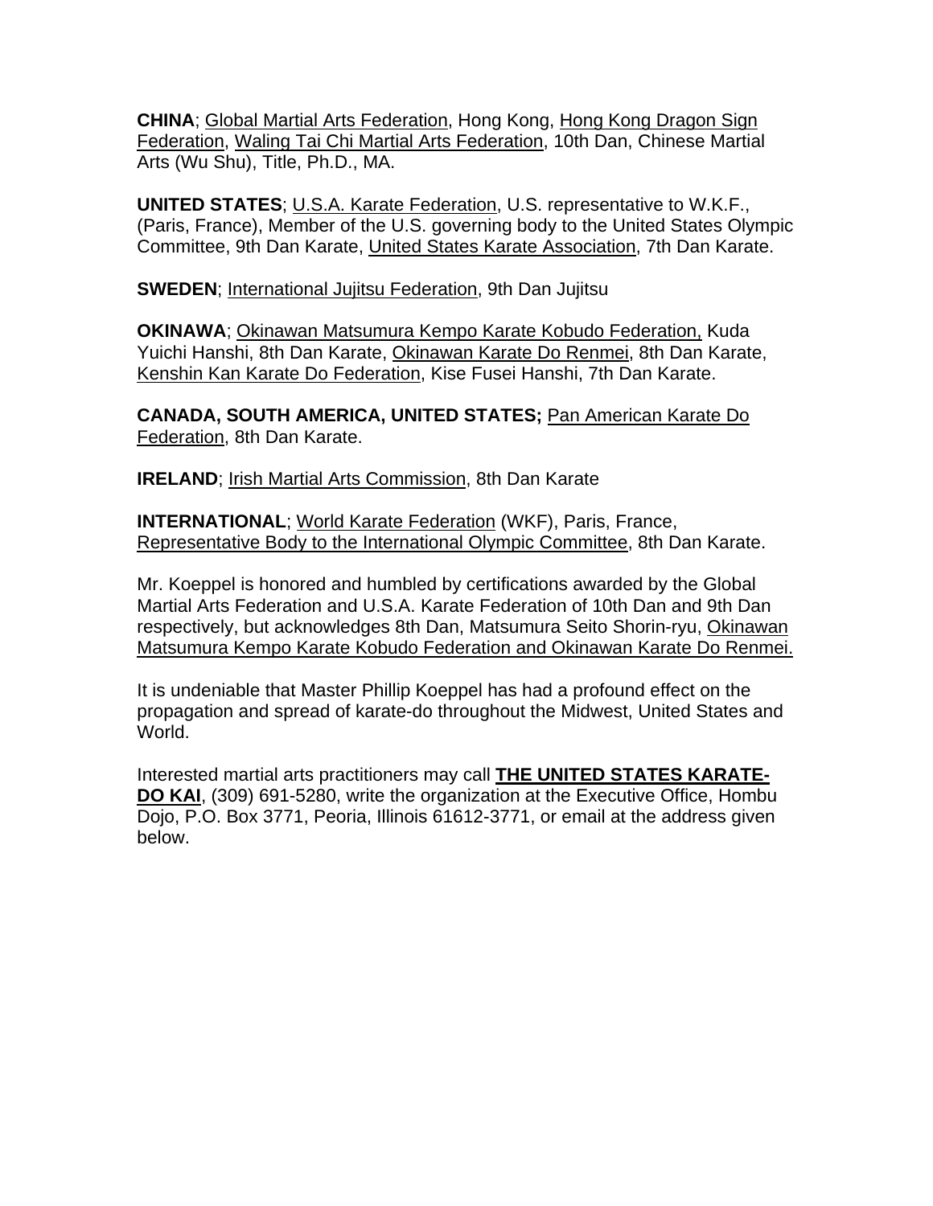**CHINA**; Global Martial Arts Federation, Hong Kong, Hong Kong Dragon Sign Federation, Waling Tai Chi Martial Arts Federation, 10th Dan, Chinese Martial Arts (Wu Shu), Title, Ph.D., MA.

**UNITED STATES**; U.S.A. Karate Federation, U.S. representative to W.K.F., (Paris, France), Member of the U.S. governing body to the United States Olympic Committee, 9th Dan Karate, United States Karate Association, 7th Dan Karate.

**SWEDEN**; International Jujitsu Federation, 9th Dan Jujitsu

**OKINAWA**; Okinawan Matsumura Kempo Karate Kobudo Federation, Kuda Yuichi Hanshi, 8th Dan Karate, Okinawan Karate Do Renmei, 8th Dan Karate, Kenshin Kan Karate Do Federation, Kise Fusei Hanshi, 7th Dan Karate.

**CANADA, SOUTH AMERICA, UNITED STATES;** Pan American Karate Do Federation, 8th Dan Karate.

**IRELAND**; Irish Martial Arts Commission, 8th Dan Karate

**INTERNATIONAL**; World Karate Federation (WKF), Paris, France, Representative Body to the International Olympic Committee, 8th Dan Karate.

Mr. Koeppel is honored and humbled by certifications awarded by the Global Martial Arts Federation and U.S.A. Karate Federation of 10th Dan and 9th Dan respectively, but acknowledges 8th Dan, Matsumura Seito Shorin-ryu, Okinawan Matsumura Kempo Karate Kobudo Federation and Okinawan Karate Do Renmei.

It is undeniable that Master Phillip Koeppel has had a profound effect on the propagation and spread of karate-do throughout the Midwest, United States and World.

Interested martial arts practitioners may call **THE UNITED STATES KARATE-DO KAI**, (309) 691-5280, write the organization at the Executive Office, Hombu Dojo, P.O. Box 3771, Peoria, Illinois 61612-3771, or email at the address given below.